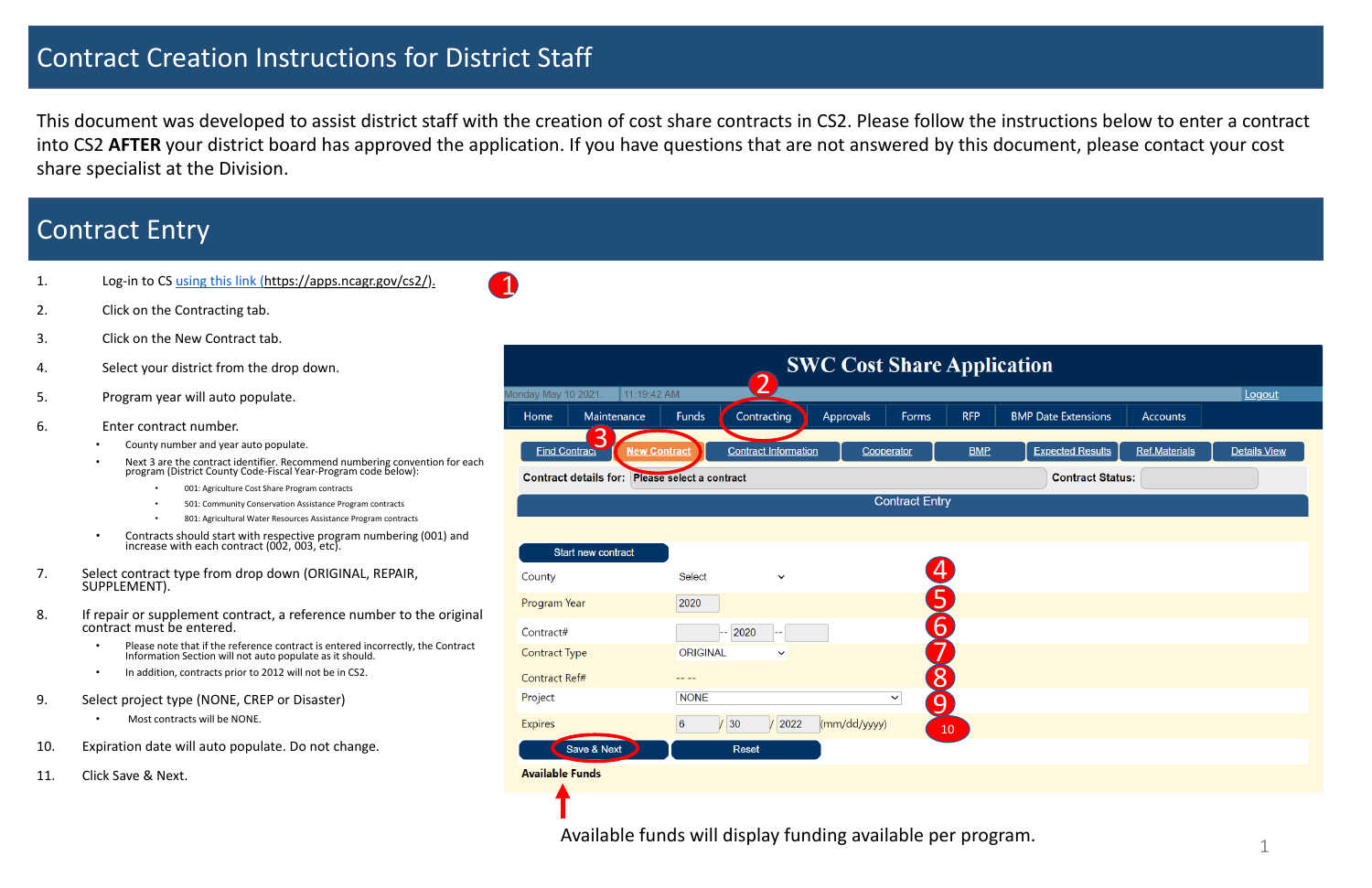# Contract Creation Instructions for District Staff

This document was developed to assist district staff with the creation of cost share contracts in CS2. Please follow the instructions below to enter a contract into CS2 **AFTER** your district board has approved the application. If you have questions that are not answered by this document, please contact your cost share specialist at the Division.

## Contract Entry

1. Log-in to CS using this link (https://apps.ncagr.gov/cs2/).
2. Click on the Contracting tab.
3. Click on the New Contract tab.
4. Select your district from the drop down.
5. Program year will auto populate.
6. Enter contract number.
   - County number and year auto populate.
   - Next 3 are the contract identifier. Recommend numbering convention for each program (District County Code-Fiscal Year-Program code below):
     - 001: Agriculture Cost Share Program contracts
     - 501: Community Conservation Assistance Program contracts
     - 801: Agricultural Water Resources Assistance Program contracts
   - Contracts should start with respective program numbering (001) and increase with each contract (002, 003, etc).
7. Select contract type from drop down (ORIGINAL, REPAIR, SUPPLEMENT).
8. If repair or supplement contract, a reference number to the original contract must be entered.
   - Please note that if the reference contract is entered incorrectly, the Contract Information Section will not auto populate as it should.
   - In addition, contracts prior to 2012 will not be in CS2.
9. Select project type (NONE, CREP or Disaster)
   - Most contracts will be NONE.
10. Expiration date will auto populate. Do not change.
11. Click Save & Next.

SWC Cost Share Application

Monday May 10 2021 | 11:19:42 AM | Logout

Home | Maintenance | Funds | Contracting | Approvals | Forms | RFP | BMP Date Extensions | Accounts

Find Contract | New Contract | Contract Information | Cooperator | BMP | Expected Results | Ref.Materials | Details View

Contract details for: Please select a contract | Contract Status:

Contract Entry

Start new contract

| | |
|---|---|
| County | Select |
| Program Year | 2020 |
| Contract# | -- 2020 -- |
| Contract Type | ORIGINAL |
| Contract Ref# | -- -- |
| Project | NONE |
| Expires | 6 / 30 / 2022 (mm/dd/yyyy) |

Save & Next | Reset

Available Funds

Available funds will display funding available per program.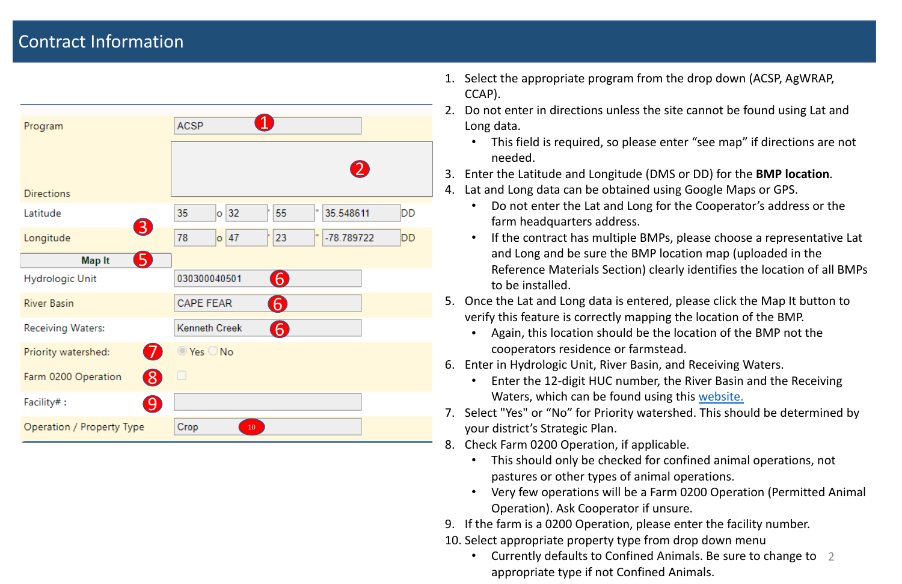# Contract Information

| Field | Value |
|---|---|
| Program | ACSP (1) |
| Directions | (2) |
| Latitude (3) | 35 ° 32 ' 55 " 35.548611 DD |
| Longitude | 78 ° 47 ' 23 " -78.789722 DD |
| Map It (5) | |
| Hydrologic Unit | 030300040501 (6) |
| River Basin | CAPE FEAR (6) |
| Receiving Waters: | Kenneth Creek (6) |
| Priority watershed: (7) | Yes / No |
| Farm 0200 Operation (8) | ☐ |
| Facility# : (9) | |
| Operation / Property Type | Crop (10) |

1. Select the appropriate program from the drop down (ACSP, AgWRAP, CCAP).
2. Do not enter in directions unless the site cannot be found using Lat and Long data.
   - This field is required, so please enter "see map" if directions are not needed.
3. Enter the Latitude and Longitude (DMS or DD) for the **BMP location**.
4. Lat and Long data can be obtained using Google Maps or GPS.
   - Do not enter the Lat and Long for the Cooperator's address or the farm headquarters address.
   - If the contract has multiple BMPs, please choose a representative Lat and Long and be sure the BMP location map (uploaded in the Reference Materials Section) clearly identifies the location of all BMPs to be installed.
5. Once the Lat and Long data is entered, please click the Map It button to verify this feature is correctly mapping the location of the BMP.
   - Again, this location should be the location of the BMP not the cooperators residence or farmstead.
6. Enter in Hydrologic Unit, River Basin, and Receiving Waters.
   - Enter the 12-digit HUC number, the River Basin and the Receiving Waters, which can be found using this website.
7. Select "Yes" or "No" for Priority watershed. This should be determined by your district's Strategic Plan.
8. Check Farm 0200 Operation, if applicable.
   - This should only be checked for confined animal operations, not pastures or other types of animal operations.
   - Very few operations will be a Farm 0200 Operation (Permitted Animal Operation). Ask Cooperator if unsure.
9. If the farm is a 0200 Operation, please enter the facility number.
10. Select appropriate property type from drop down menu
    - Currently defaults to Confined Animals. Be sure to change to appropriate type if not Confined Animals.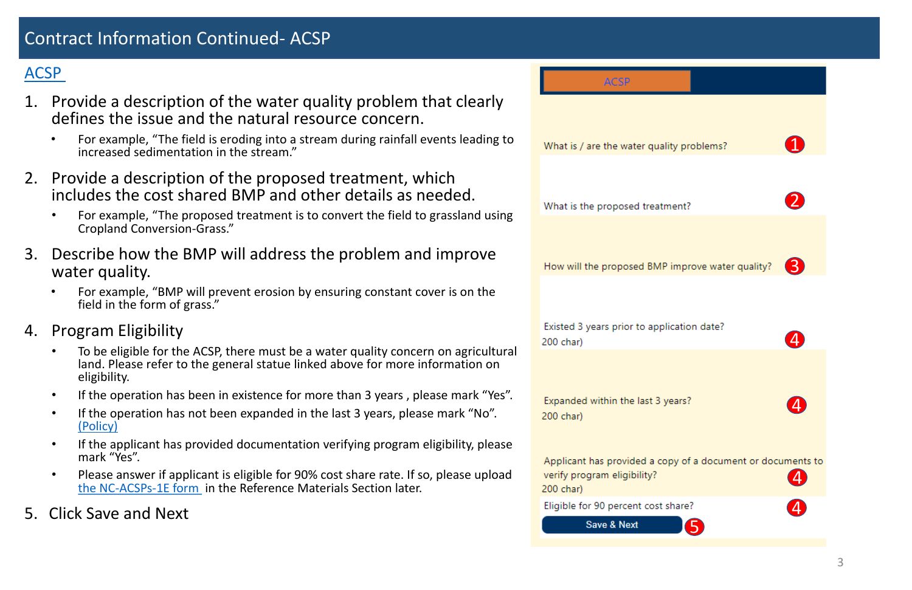# Contract Information Continued- ACSP

ACSP

1. Provide a description of the water quality problem that clearly defines the issue and the natural resource concern.
   - For example, "The field is eroding into a stream during rainfall events leading to increased sedimentation in the stream."
2. Provide a description of the proposed treatment, which includes the cost shared BMP and other details as needed.
   - For example, "The proposed treatment is to convert the field to grassland using Cropland Conversion-Grass."
3. Describe how the BMP will address the problem and improve water quality.
   - For example, "BMP will prevent erosion by ensuring constant cover is on the field in the form of grass."
4. Program Eligibility
   - To be eligible for the ACSP, there must be a water quality concern on agricultural land. Please refer to the general statue linked above for more information on eligibility.
   - If the operation has been in existence for more than 3 years , please mark "Yes".
   - If the operation has not been expanded in the last 3 years, please mark "No". (Policy)
   - If the applicant has provided documentation verifying program eligibility, please mark "Yes".
   - Please answer if applicant is eligible for 90% cost share rate. If so, please upload the NC-ACSPs-1E form in the Reference Materials Section later.
5. Click Save and Next

ACSP

What is / are the water quality problems? (1)

What is the proposed treatment? (2)

How will the proposed BMP improve water quality? (3)

Existed 3 years prior to application date?
200 char) (4)

Expanded within the last 3 years?
200 char) (4)

Applicant has provided a copy of a document or documents to verify program eligibility?
200 char) (4)

Eligible for 90 percent cost share? (4)

Save & Next (5)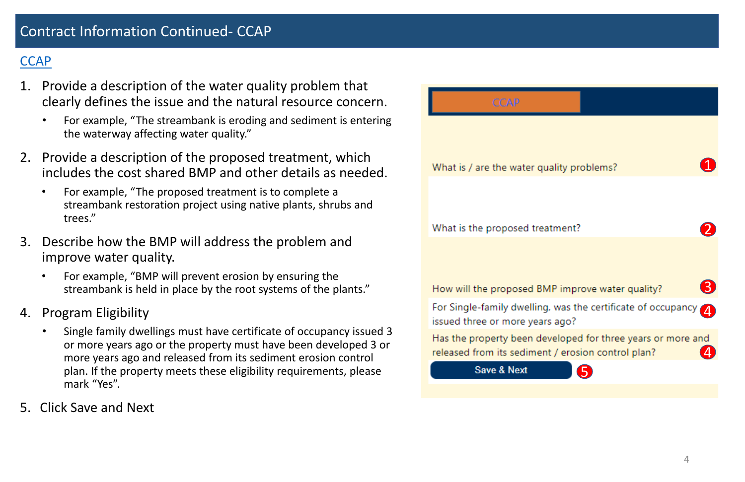# Contract Information Continued- CCAP

CCAP

1. Provide a description of the water quality problem that clearly defines the issue and the natural resource concern.
   - For example, "The streambank is eroding and sediment is entering the waterway affecting water quality."
2. Provide a description of the proposed treatment, which includes the cost shared BMP and other details as needed.
   - For example, "The proposed treatment is to complete a streambank restoration project using native plants, shrubs and trees."
3. Describe how the BMP will address the problem and improve water quality.
   - For example, "BMP will prevent erosion by ensuring the streambank is held in place by the root systems of the plants."
4. Program Eligibility
   - Single family dwellings must have certificate of occupancy issued 3 or more years ago or the property must have been developed 3 or more years ago and released from its sediment erosion control plan. If the property meets these eligibility requirements, please mark "Yes".
5. Click Save and Next

CCAP

What is / are the water quality problems? (1)

What is the proposed treatment? (2)

How will the proposed BMP improve water quality? (3)

For Single-family dwelling, was the certificate of occupancy issued three or more years ago? (4)

Has the property been developed for three years or more and released from its sediment / erosion control plan? (4)

Save & Next (5)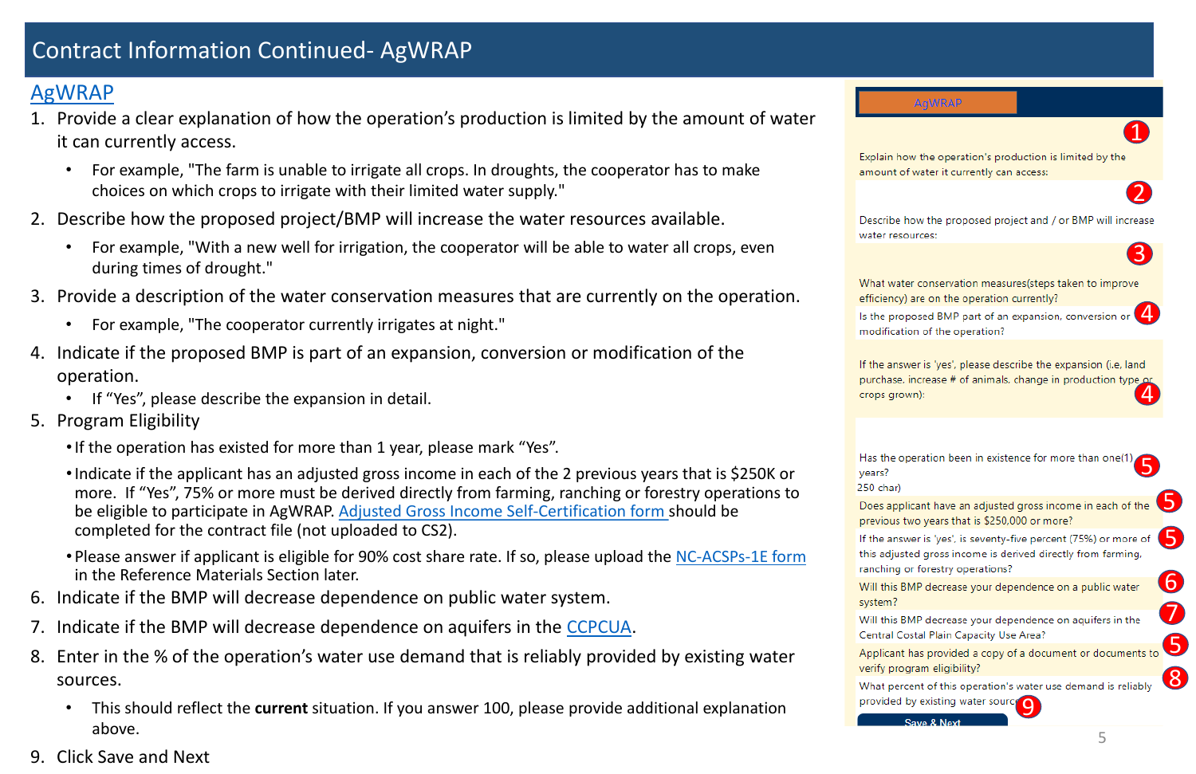# Contract Information Continued- AgWRAP

## AgWRAP

1. Provide a clear explanation of how the operation's production is limited by the amount of water it can currently access.
   - For example, "The farm is unable to irrigate all crops. In droughts, the cooperator has to make choices on which crops to irrigate with their limited water supply."
2. Describe how the proposed project/BMP will increase the water resources available.
   - For example, "With a new well for irrigation, the cooperator will be able to water all crops, even during times of drought."
3. Provide a description of the water conservation measures that are currently on the operation.
   - For example, "The cooperator currently irrigates at night."
4. Indicate if the proposed BMP is part of an expansion, conversion or modification of the operation.
   - If "Yes", please describe the expansion in detail.
5. Program Eligibility
   - If the operation has existed for more than 1 year, please mark "Yes".
   - Indicate if the applicant has an adjusted gross income in each of the 2 previous years that is $250K or more. If "Yes", 75% or more must be derived directly from farming, ranching or forestry operations to be eligible to participate in AgWRAP. Adjusted Gross Income Self-Certification form should be completed for the contract file (not uploaded to CS2).
   - Please answer if applicant is eligible for 90% cost share rate. If so, please upload the NC-ACSPs-1E form in the Reference Materials Section later.
6. Indicate if the BMP will decrease dependence on public water system.
7. Indicate if the BMP will decrease dependence on aquifers in the CCPCUA.
8. Enter in the % of the operation's water use demand that is reliably provided by existing water sources.
   - This should reflect the **current** situation. If you answer 100, please provide additional explanation above.
9. Click Save and Next

AgWRAP

1 Explain how the operation's production is limited by the amount of water it currently can access:

2 Describe how the proposed project and / or BMP will increase water resources:

3 What water conservation measures(steps taken to improve efficiency) are on the operation currently?

4 Is the proposed BMP part of an expansion, conversion or modification of the operation?

4 If the answer is 'yes', please describe the expansion (i.e, land purchase, increase # of animals, change in production type or crops grown):

5 Has the operation been in existence for more than one(1) years?
250 char)

5 Does applicant have an adjusted gross income in each of the previous two years that is $250,000 or more?

5 If the answer is 'yes', is seventy-five percent (75%) or more of this adjusted gross income is derived directly from farming, ranching or forestry operations?

6 Will this BMP decrease your dependence on a public water system?

7 Will this BMP decrease your dependence on aquifers in the Central Costal Plain Capacity Use Area?

5 Applicant has provided a copy of a document or documents to verify program eligibility?

8 What percent of this operation's water use demand is reliably provided by existing water sources

9 Save & Next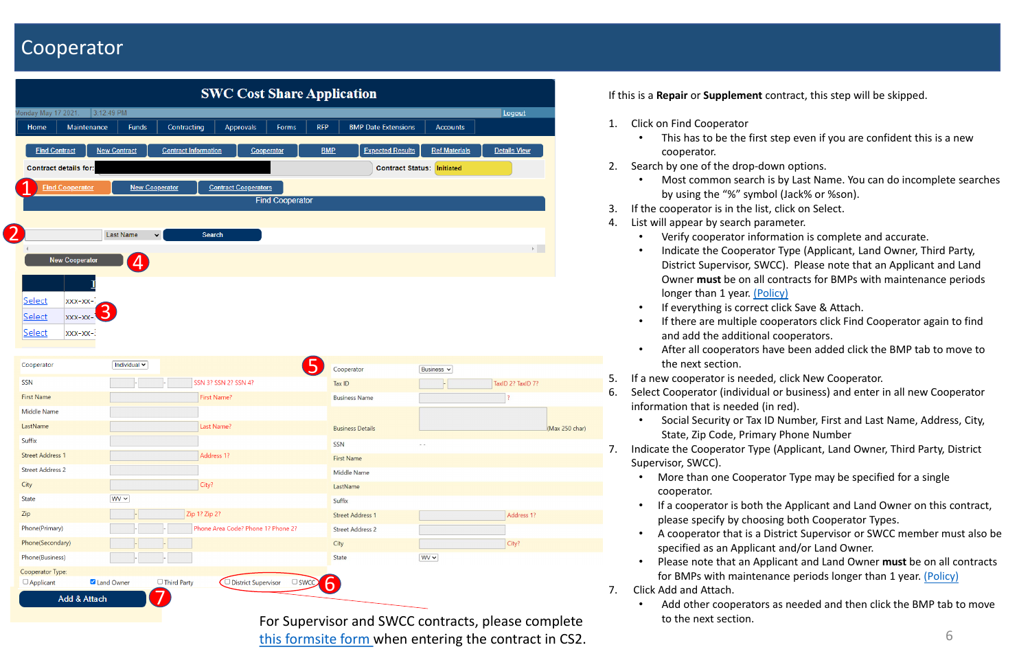# Cooperator

If this is a **Repair** or **Supplement** contract, this step will be skipped.

1. Click on Find Cooperator
   - This has to be the first step even if you are confident this is a new cooperator.
2. Search by one of the drop-down options.
   - Most common search is by Last Name. You can do incomplete searches by using the "%" symbol (Jack% or %son).
3. If the cooperator is in the list, click on Select.
4. List will appear by search parameter.
   - Verify cooperator information is complete and accurate.
   - Indicate the Cooperator Type (Applicant, Land Owner, Third Party, District Supervisor, SWCC). Please note that an Applicant and Land Owner **must** be on all contracts for BMPs with maintenance periods longer than 1 year. (Policy)
   - If everything is correct click Save & Attach.
   - If there are multiple cooperators click Find Cooperator again to find and add the additional cooperators.
   - After all cooperators have been added click the BMP tab to move to the next section.
5. If a new cooperator is needed, click New Cooperator.
6. Select Cooperator (individual or business) and enter in all new Cooperator information that is needed (in red).
   - Social Security or Tax ID Number, First and Last Name, Address, City, State, Zip Code, Primary Phone Number
7. Indicate the Cooperator Type (Applicant, Land Owner, Third Party, District Supervisor, SWCC).
   - More than one Cooperator Type may be specified for a single cooperator.
   - If a cooperator is both the Applicant and Land Owner on this contract, please specify by choosing both Cooperator Types.
   - A cooperator that is a District Supervisor or SWCC member must also be specified as an Applicant and/or Land Owner.
   - Please note that an Applicant and Land Owner **must** be on all contracts for BMPs with maintenance periods longer than 1 year. (Policy)
7. Click Add and Attach.
   - Add other cooperators as needed and then click the BMP tab to move to the next section.

For Supervisor and SWCC contracts, please complete this formsite form when entering the contract in CS2.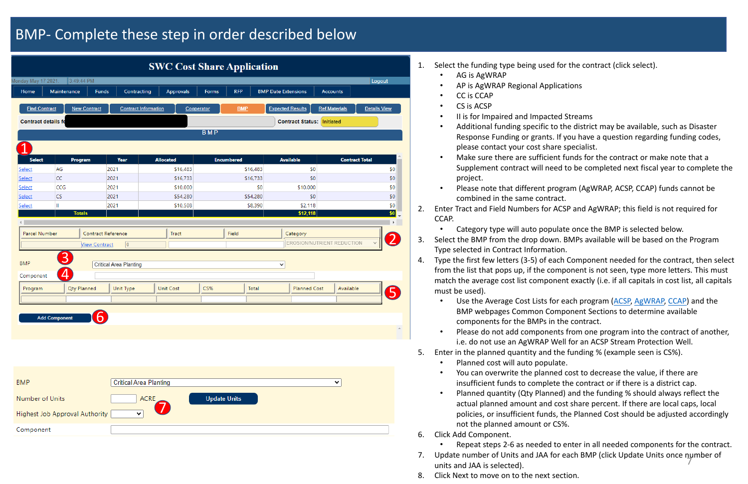# BMP- Complete these step in order described below

1. Select the funding type being used for the contract (click select).
   - AG is AgWRAP
   - AP is AgWRAP Regional Applications
   - CC is CCAP
   - CS is ACSP
   - II is for Impaired and Impacted Streams
   - Additional funding specific to the district may be available, such as Disaster Response Funding or grants. If you have a question regarding funding codes, please contact your cost share specialist.
   - Make sure there are sufficient funds for the contract or make note that a Supplement contract will need to be completed next fiscal year to complete the project.
   - Please note that different program (AgWRAP, ACSP, CCAP) funds cannot be combined in the same contract.
2. Enter Tract and Field Numbers for ACSP and AgWRAP; this field is not required for CCAP.
   - Category type will auto populate once the BMP is selected below.
3. Select the BMP from the drop down. BMPs available will be based on the Program Type selected in Contract Information.
4. Type the first few letters (3-5) of each Component needed for the contract, then select from the list that pops up, if the component is not seen, type more letters. This must match the average cost list component exactly (i.e. if all capitals in cost list, all capitals must be used).
   - Use the Average Cost Lists for each program (ACSP, AgWRAP, CCAP) and the BMP webpages Common Component Sections to determine available components for the BMPs in the contract.
   - Please do not add components from one program into the contract of another, i.e. do not use an AgWRAP Well for an ACSP Stream Protection Well.
5. Enter in the planned quantity and the funding % (example seen is CS%).
   - Planned cost will auto populate.
   - You can overwrite the planned cost to decrease the value, if there are insufficient funds to complete the contract or if there is a district cap.
   - Planned quantity (Qty Planned) and the funding % should always reflect the actual planned amount and cost share percent. If there are local caps, local policies, or insufficient funds, the Planned Cost should be adjusted accordingly not the planned amount or CS%.
6. Click Add Component.
   - Repeat steps 2-6 as needed to enter in all needed components for the contract.
7. Update number of Units and JAA for each BMP (click Update Units once number of units and JAA is selected).
8. Click Next to move on to the next section.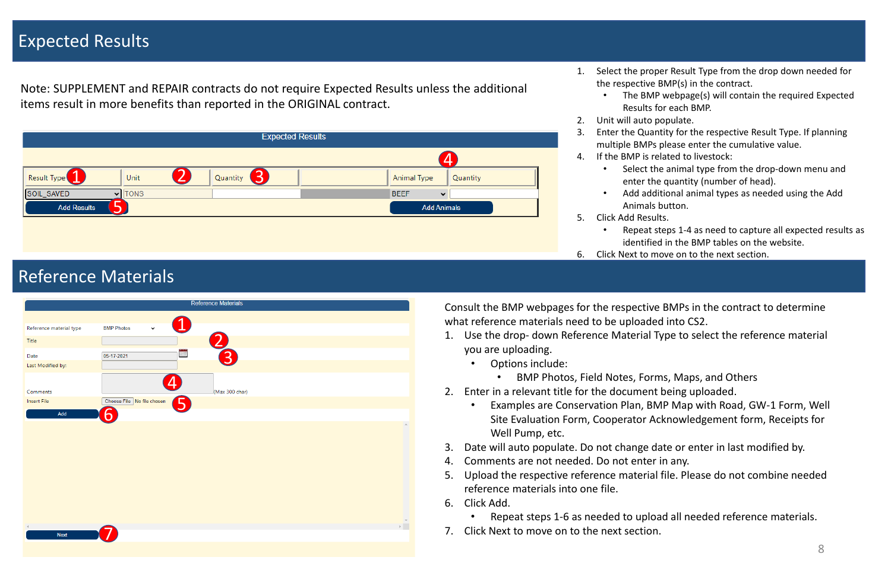# Expected Results

Note: SUPPLEMENT and REPAIR contracts do not require Expected Results unless the additional items result in more benefits than reported in the ORIGINAL contract.

1. Select the proper Result Type from the drop down needed for the respective BMP(s) in the contract.
   - The BMP webpage(s) will contain the required Expected Results for each BMP.
2. Unit will auto populate.
3. Enter the Quantity for the respective Result Type. If planning multiple BMPs please enter the cumulative value.
4. If the BMP is related to livestock:
   - Select the animal type from the drop-down menu and enter the quantity (number of head).
   - Add additional animal types as needed using the Add Animals button.
5. Click Add Results.
   - Repeat steps 1-4 as need to capture all expected results as identified in the BMP tables on the website.
6. Click Next to move on to the next section.

# Reference Materials

Consult the BMP webpages for the respective BMPs in the contract to determine what reference materials need to be uploaded into CS2.

1. Use the drop- down Reference Material Type to select the reference material you are uploading.
   - Options include:
     - BMP Photos, Field Notes, Forms, Maps, and Others
2. Enter in a relevant title for the document being uploaded.
   - Examples are Conservation Plan, BMP Map with Road, GW-1 Form, Well Site Evaluation Form, Cooperator Acknowledgement form, Receipts for Well Pump, etc.
3. Date will auto populate. Do not change date or enter in last modified by.
4. Comments are not needed. Do not enter in any.
5. Upload the respective reference material file. Please do not combine needed reference materials into one file.
6. Click Add.
   - Repeat steps 1-6 as needed to upload all needed reference materials.
7. Click Next to move on to the next section.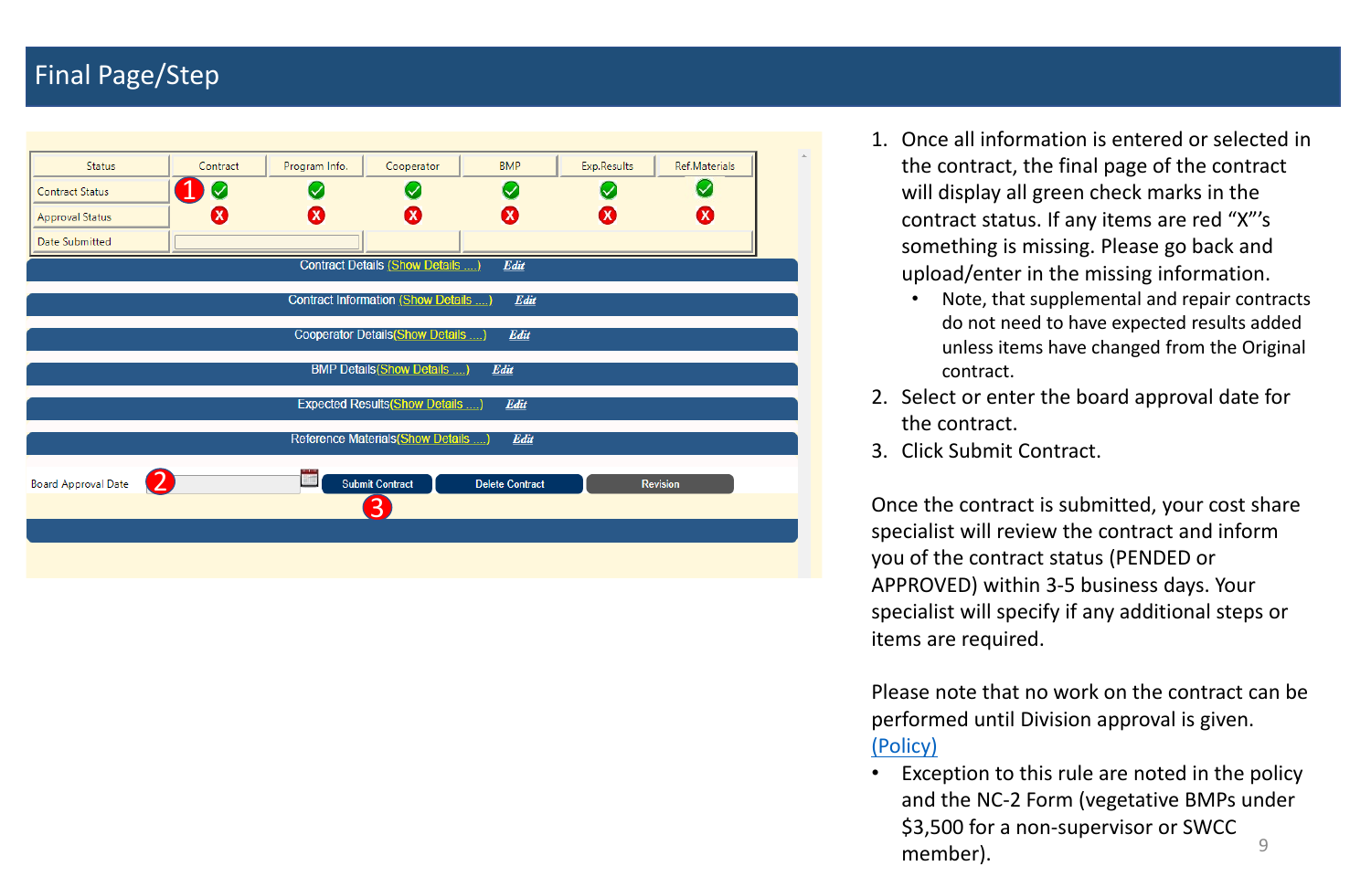# Final Page/Step

| Status | Contract | Program Info. | Cooperator | BMP | Exp.Results | Ref.Materials |
| --- | --- | --- | --- | --- | --- | --- |
| Contract Status | ✓ | ✓ | ✓ | ✓ | ✓ | ✓ |
| Approval Status | X | X | X | X | X | X |
| Date Submitted | | | | | | |

Contract Details (Show Details ....) Edit

Contract Information (Show Details ....) Edit

Cooperator Details(Show Details ....) Edit

BMP Details(Show Details ....) Edit

Expected Results(Show Details ....) Edit

Reference Materials(Show Details ....) Edit

Board Approval Date

Submit Contract | Delete Contract | Revision

1. Once all information is entered or selected in the contract, the final page of the contract will display all green check marks in the contract status. If any items are red “X”’s something is missing. Please go back and upload/enter in the missing information.
   - Note, that supplemental and repair contracts do not need to have expected results added unless items have changed from the Original contract.
2. Select or enter the board approval date for the contract.
3. Click Submit Contract.

Once the contract is submitted, your cost share specialist will review the contract and inform you of the contract status (PENDED or APPROVED) within 3-5 business days. Your specialist will specify if any additional steps or items are required.

Please note that no work on the contract can be performed until Division approval is given. (Policy)

- Exception to this rule are noted in the policy and the NC-2 Form (vegetative BMPs under $3,500 for a non-supervisor or SWCC member).